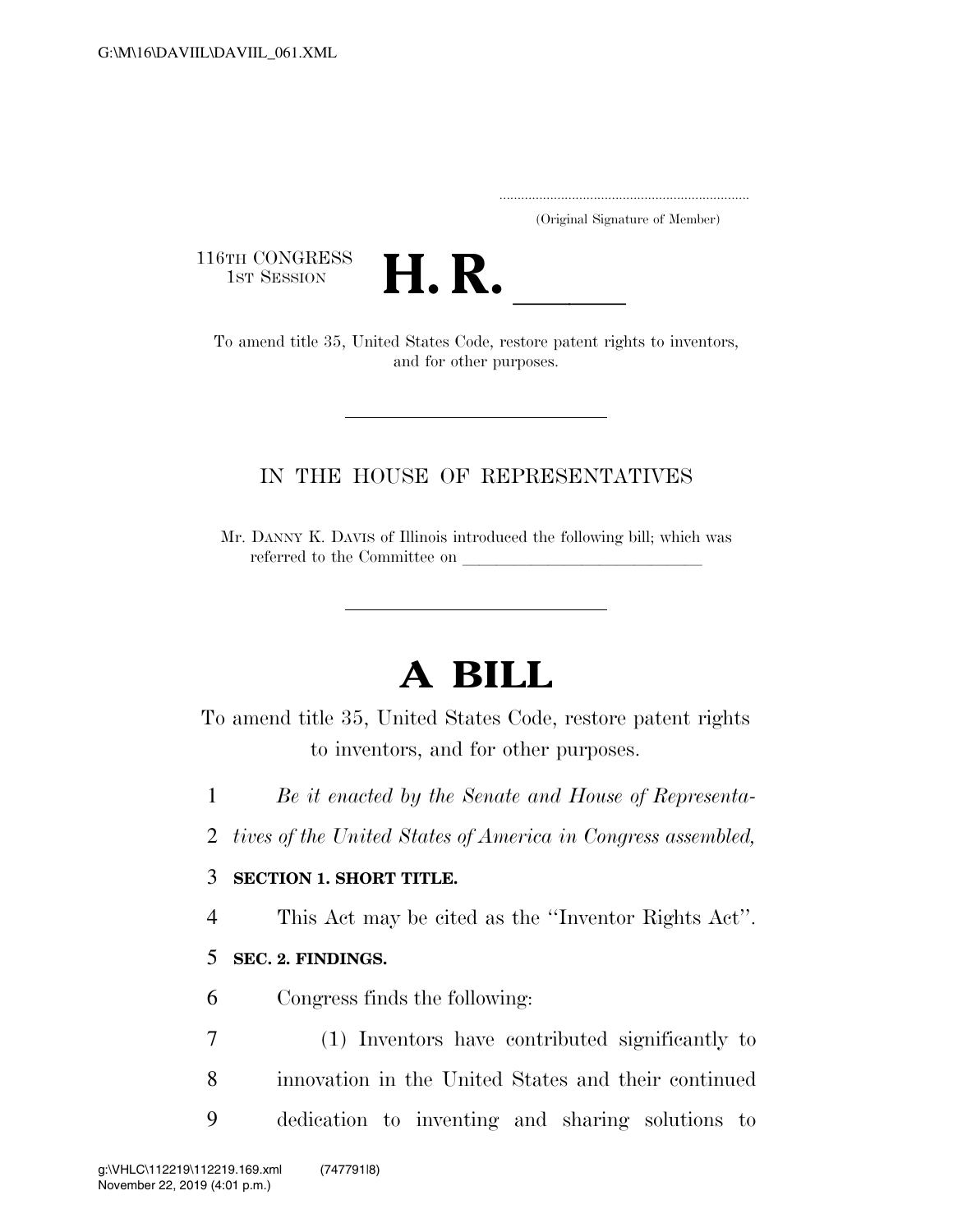(Original Signature of Member)

116TH CONGRESS
1ST SESSION

# H. R. \_\_\_\_\_

To amend title 35, United States Code, restore patent rights to inventors, and for other purposes.

IN THE HOUSE OF REPRESENTATIVES

Mr. DANNY K. DAVIS of Illinois introduced the following bill; which was referred to the Committee on \_\_\_\_\_\_\_\_\_\_\_\_\_\_\_\_\_\_\_\_\_\_\_\_\_\_\_\_\_\_

# A BILL

To amend title 35, United States Code, restore patent rights to inventors, and for other purposes.

*Be it enacted by the Senate and House of Representatives of the United States of America in Congress assembled,*

**SECTION 1. SHORT TITLE.**

This Act may be cited as the ''Inventor Rights Act''.

**SEC. 2. FINDINGS.**

Congress finds the following:

(1) Inventors have contributed significantly to innovation in the United States and their continued dedication to inventing and sharing solutions to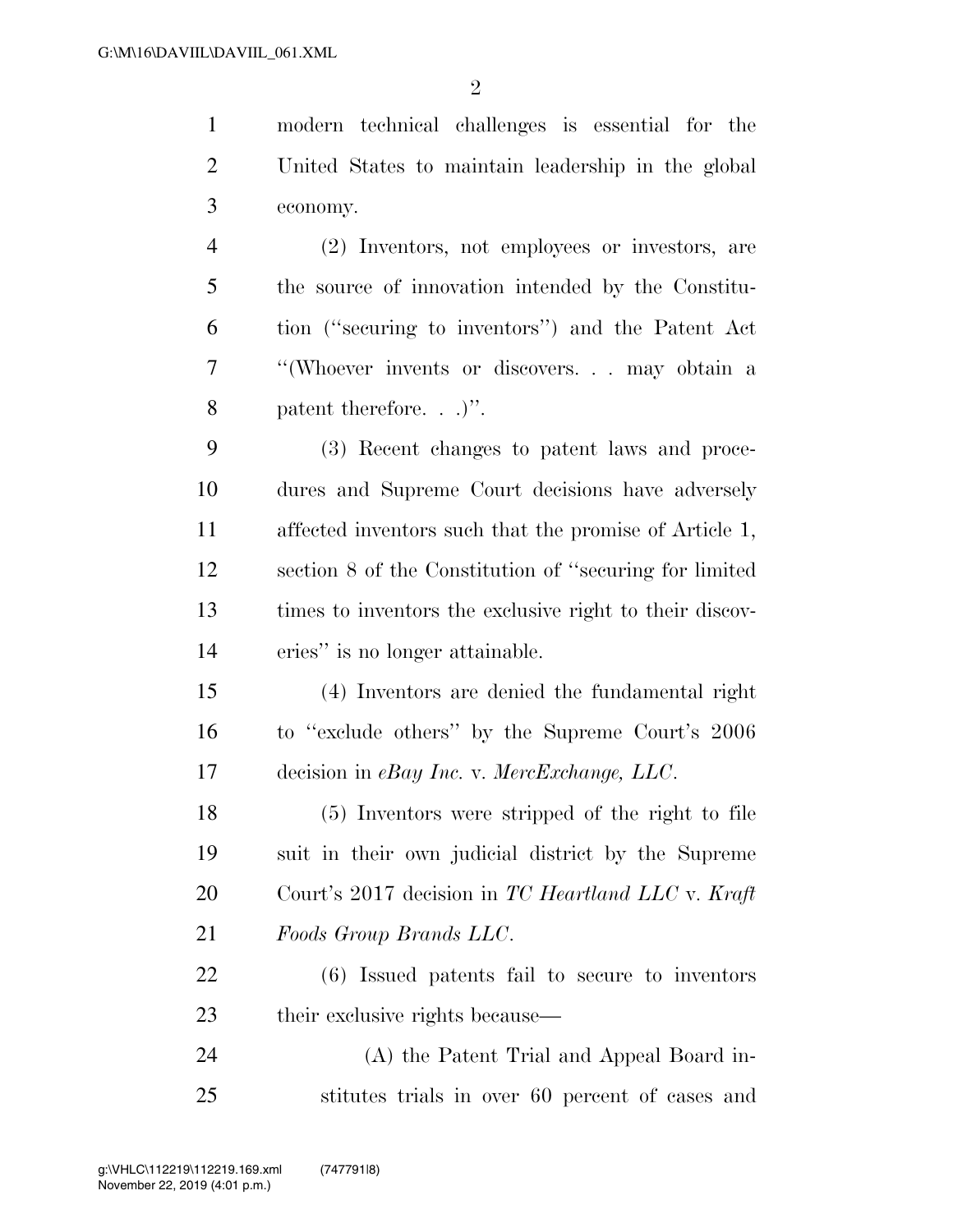modern technical challenges is essential for the United States to maintain leadership in the global economy.

(2) Inventors, not employees or investors, are the source of innovation intended by the Constitution (''securing to inventors'') and the Patent Act ''(Whoever invents or discovers. . . may obtain a patent therefore. . .)''.

(3) Recent changes to patent laws and procedures and Supreme Court decisions have adversely affected inventors such that the promise of Article 1, section 8 of the Constitution of ''securing for limited times to inventors the exclusive right to their discoveries'' is no longer attainable.

(4) Inventors are denied the fundamental right to ''exclude others'' by the Supreme Court's 2006 decision in *eBay Inc.* v. *MercExchange, LLC*.

(5) Inventors were stripped of the right to file suit in their own judicial district by the Supreme Court's 2017 decision in *TC Heartland LLC* v. *Kraft Foods Group Brands LLC*.

(6) Issued patents fail to secure to inventors their exclusive rights because—

(A) the Patent Trial and Appeal Board institutes trials in over 60 percent of cases and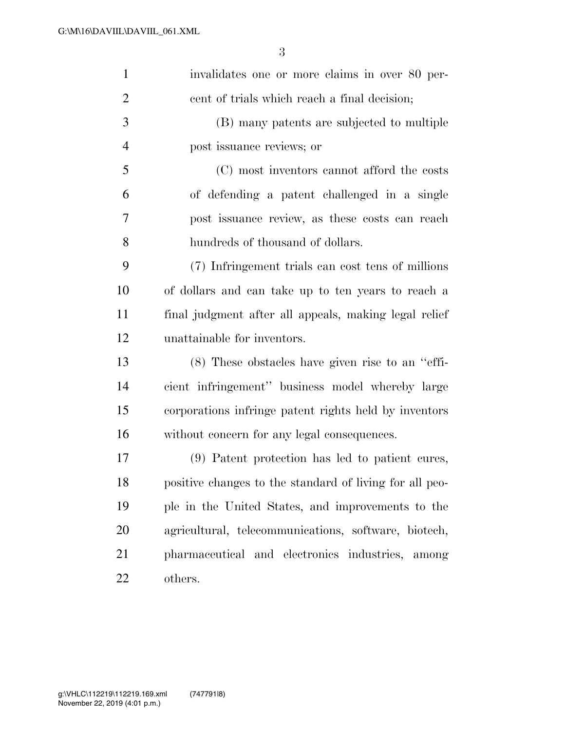invalidates one or more claims in over 80 percent of trials which reach a final decision;

(B) many patents are subjected to multiple post issuance reviews; or

(C) most inventors cannot afford the costs of defending a patent challenged in a single post issuance review, as these costs can reach hundreds of thousand of dollars.

(7) Infringement trials can cost tens of millions of dollars and can take up to ten years to reach a final judgment after all appeals, making legal relief unattainable for inventors.

(8) These obstacles have given rise to an ''efficient infringement'' business model whereby large corporations infringe patent rights held by inventors without concern for any legal consequences.

(9) Patent protection has led to patient cures, positive changes to the standard of living for all people in the United States, and improvements to the agricultural, telecommunications, software, biotech, pharmaceutical and electronics industries, among others.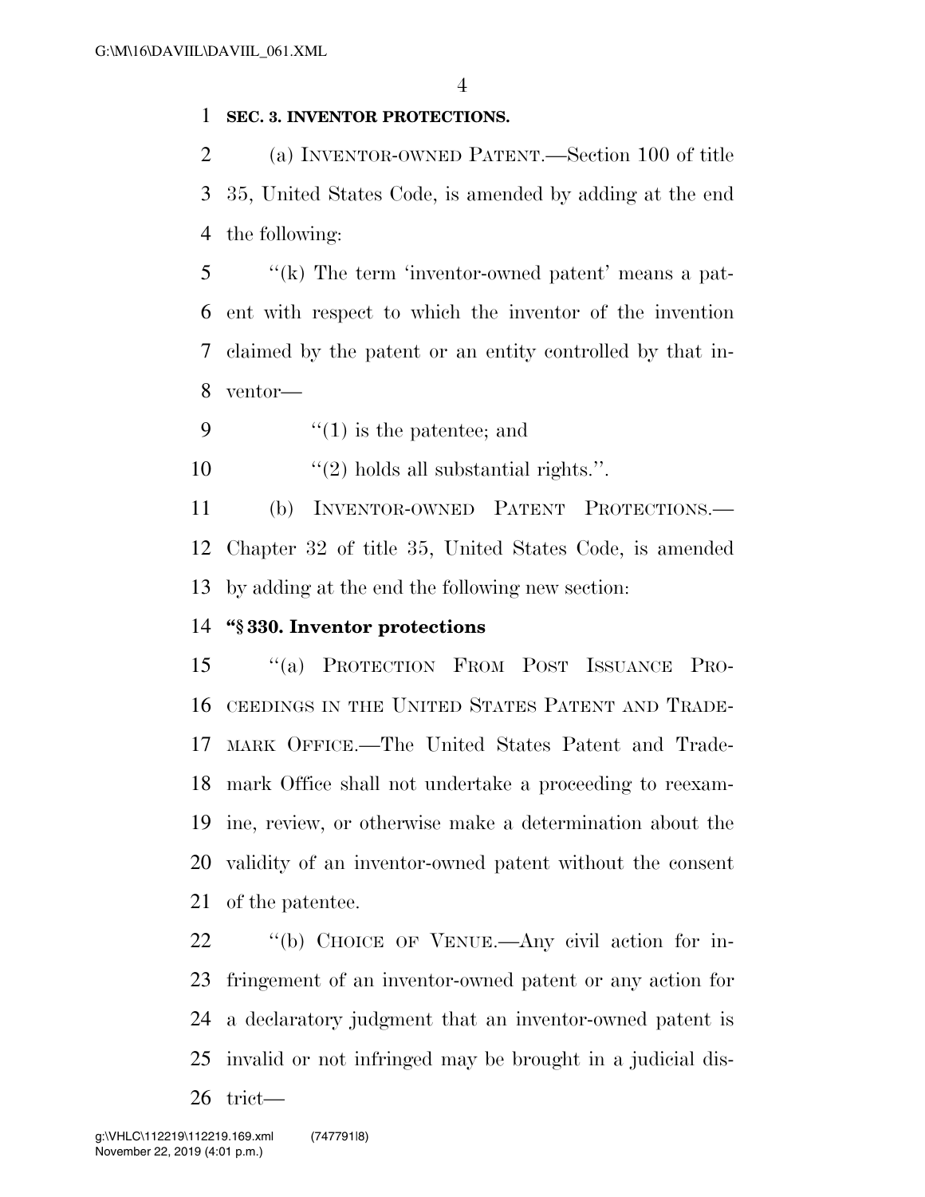**SEC. 3. INVENTOR PROTECTIONS.**

(a) INVENTOR-OWNED PATENT.—Section 100 of title 35, United States Code, is amended by adding at the end the following:

''(k) The term 'inventor-owned patent' means a patent with respect to which the inventor of the invention claimed by the patent or an entity controlled by that inventor—

''(1) is the patentee; and

''(2) holds all substantial rights.''.

(b) INVENTOR-OWNED PATENT PROTECTIONS.—Chapter 32 of title 35, United States Code, is amended by adding at the end the following new section:

**''§ 330. Inventor protections**

''(a) PROTECTION FROM POST ISSUANCE PROCEEDINGS IN THE UNITED STATES PATENT AND TRADEMARK OFFICE.—The United States Patent and Trademark Office shall not undertake a proceeding to reexamine, review, or otherwise make a determination about the validity of an inventor-owned patent without the consent of the patentee.

''(b) CHOICE OF VENUE.—Any civil action for infringement of an inventor-owned patent or any action for a declaratory judgment that an inventor-owned patent is invalid or not infringed may be brought in a judicial district—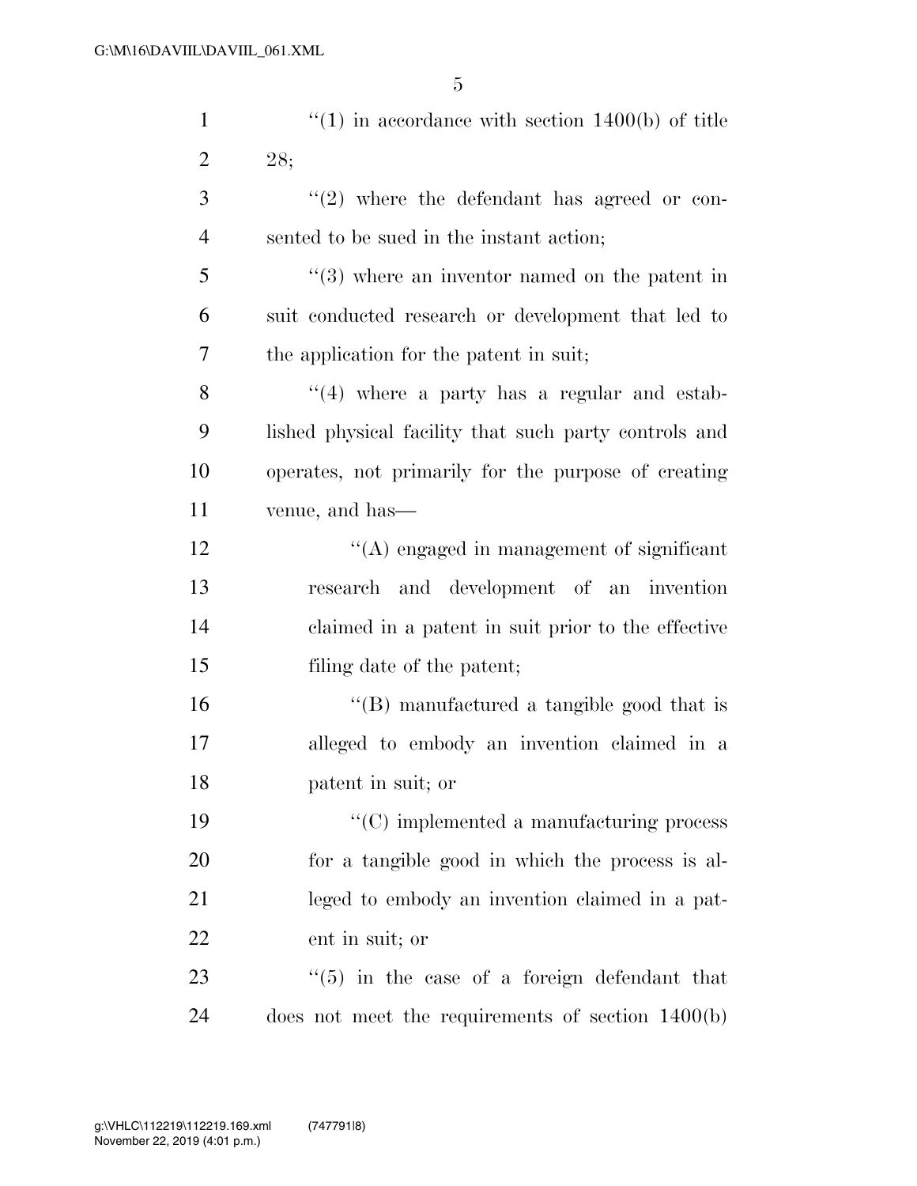"(1) in accordance with section 1400(b) of title 28;

"(2) where the defendant has agreed or consented to be sued in the instant action;

"(3) where an inventor named on the patent in suit conducted research or development that led to the application for the patent in suit;

"(4) where a party has a regular and established physical facility that such party controls and operates, not primarily for the purpose of creating venue, and has—

"(A) engaged in management of significant research and development of an invention claimed in a patent in suit prior to the effective filing date of the patent;

"(B) manufactured a tangible good that is alleged to embody an invention claimed in a patent in suit; or

"(C) implemented a manufacturing process for a tangible good in which the process is alleged to embody an invention claimed in a patent in suit; or

"(5) in the case of a foreign defendant that does not meet the requirements of section 1400(b)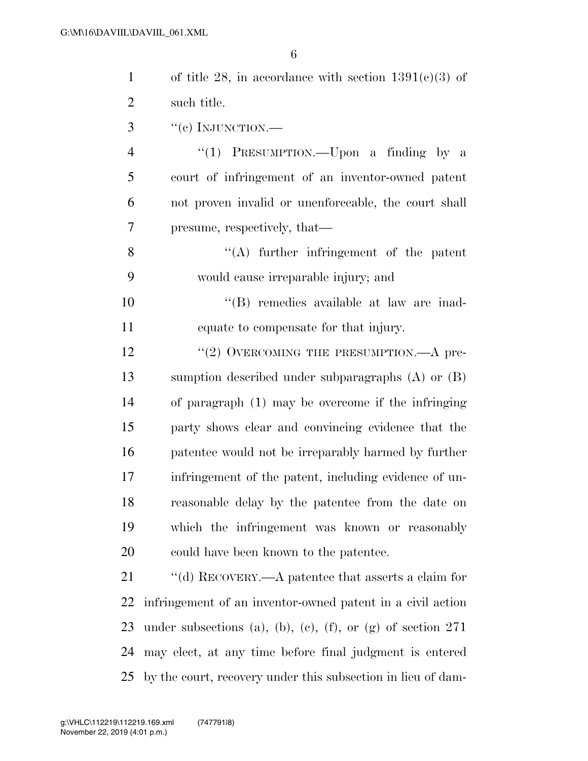of title 28, in accordance with section 1391(c)(3) of such title.

"(c) INJUNCTION.—

"(1) PRESUMPTION.—Upon a finding by a court of infringement of an inventor-owned patent not proven invalid or unenforceable, the court shall presume, respectively, that—

"(A) further infringement of the patent would cause irreparable injury; and

"(B) remedies available at law are inadequate to compensate for that injury.

"(2) OVERCOMING THE PRESUMPTION.—A presumption described under subparagraphs (A) or (B) of paragraph (1) may be overcome if the infringing party shows clear and convincing evidence that the patentee would not be irreparably harmed by further infringement of the patent, including evidence of unreasonable delay by the patentee from the date on which the infringement was known or reasonably could have been known to the patentee.

"(d) RECOVERY.—A patentee that asserts a claim for infringement of an inventor-owned patent in a civil action under subsections (a), (b), (c), (f), or (g) of section 271 may elect, at any time before final judgment is entered by the court, recovery under this subsection in lieu of dam-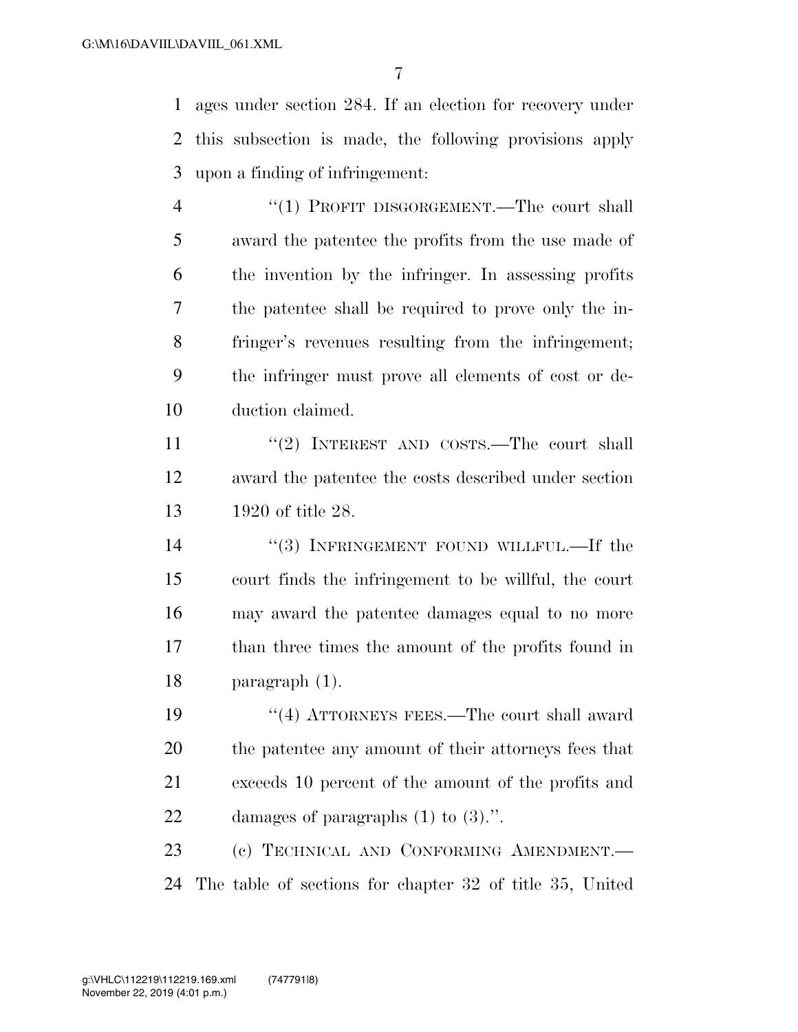ages under section 284. If an election for recovery under this subsection is made, the following provisions apply upon a finding of infringement:

"(1) PROFIT DISGORGEMENT.—The court shall award the patentee the profits from the use made of the invention by the infringer. In assessing profits the patentee shall be required to prove only the infringer's revenues resulting from the infringement; the infringer must prove all elements of cost or deduction claimed.

"(2) INTEREST AND COSTS.—The court shall award the patentee the costs described under section 1920 of title 28.

"(3) INFRINGEMENT FOUND WILLFUL.—If the court finds the infringement to be willful, the court may award the patentee damages equal to no more than three times the amount of the profits found in paragraph (1).

"(4) ATTORNEYS FEES.—The court shall award the patentee any amount of their attorneys fees that exceeds 10 percent of the amount of the profits and damages of paragraphs (1) to (3).".

(c) TECHNICAL AND CONFORMING AMENDMENT.—The table of sections for chapter 32 of title 35, United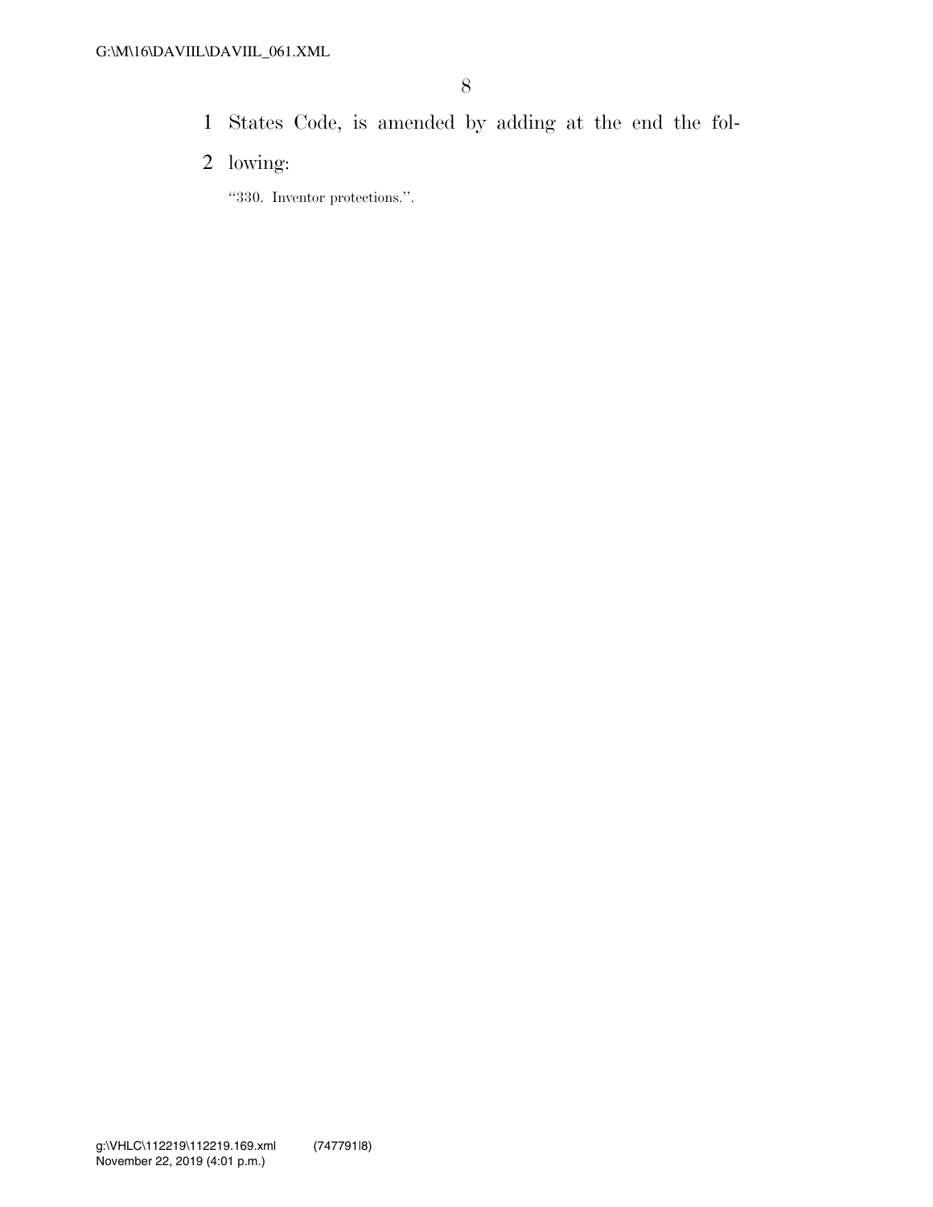1 States Code, is amended by adding at the end the fol-

2 lowing:

"330. Inventor protections.".